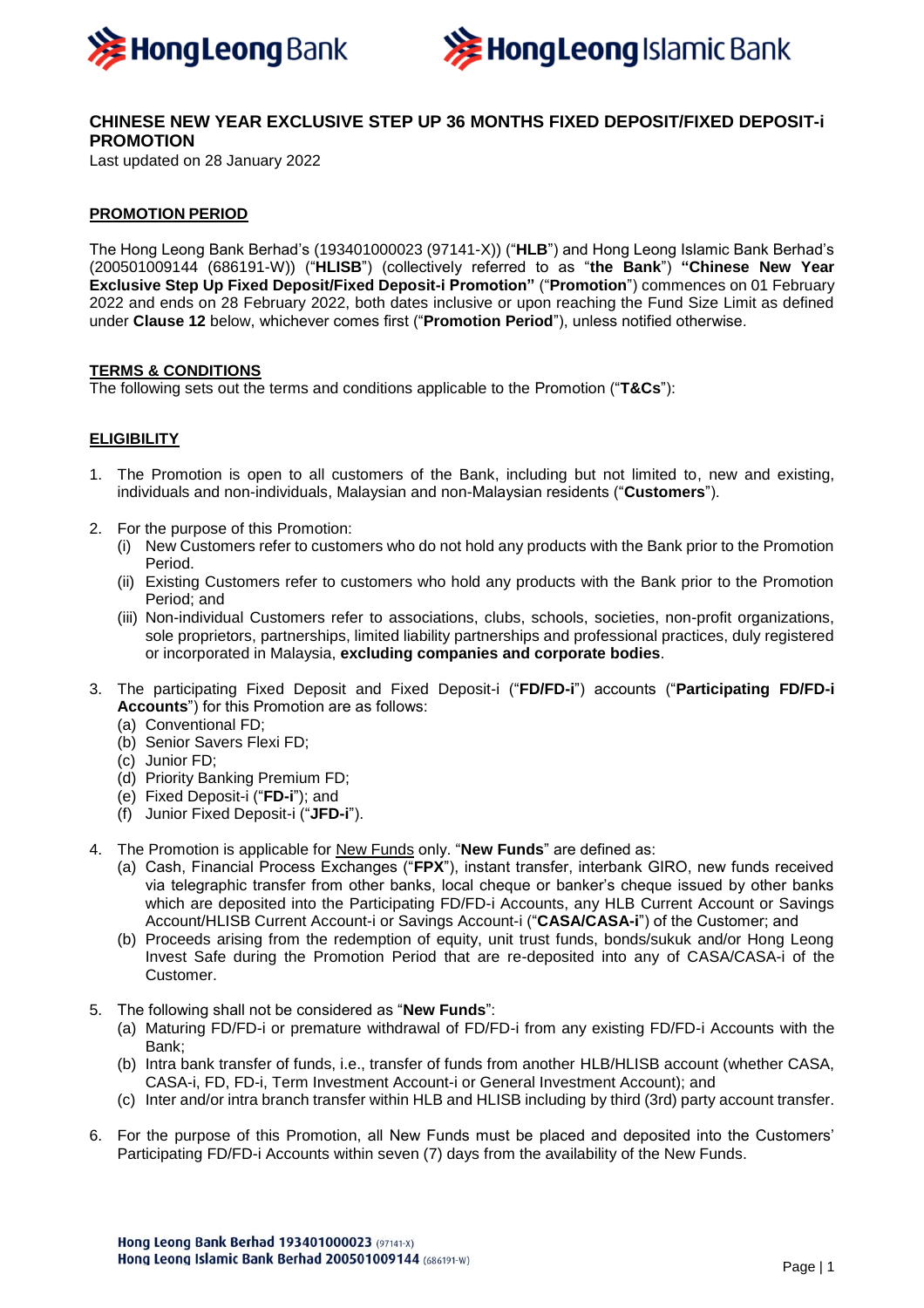# CHINESE NEW YEAR EXCLUSIVE STEP UP 36 MONTHS FIXED DEPOSIT/FIXED DEPOSIT-i PROMOTION

Last updated on 28 January 2022

## PROMOTION PERIOD

The Hong Leong Bank Berhad's (193401000023 (97141-X)) ("**HLB**") and Hong Leong Islamic Bank Berhad's (200501009144 (686191-W)) ("**HLISB**") (collectively referred to as "**the Bank**") **"Chinese New Year Exclusive Step Up Fixed Deposit/Fixed Deposit-i Promotion"** ("**Promotion**") commences on 01 February 2022 and ends on 28 February 2022, both dates inclusive or upon reaching the Fund Size Limit as defined under **Clause 12** below, whichever comes first ("**Promotion Period**"), unless notified otherwise.

## TERMS & CONDITIONS

The following sets out the terms and conditions applicable to the Promotion ("**T&Cs**"):

## ELIGIBILITY

1. The Promotion is open to all customers of the Bank, including but not limited to, new and existing, individuals and non-individuals, Malaysian and non-Malaysian residents ("**Customers**").

2. For the purpose of this Promotion:
   (i) New Customers refer to customers who do not hold any products with the Bank prior to the Promotion Period.
   (ii) Existing Customers refer to customers who hold any products with the Bank prior to the Promotion Period; and
   (iii) Non-individual Customers refer to associations, clubs, schools, societies, non-profit organizations, sole proprietors, partnerships, limited liability partnerships and professional practices, duly registered or incorporated in Malaysia, **excluding companies and corporate bodies**.

3. The participating Fixed Deposit and Fixed Deposit-i ("**FD/FD-i**") accounts ("**Participating FD/FD-i Accounts**") for this Promotion are as follows:
   (a) Conventional FD;
   (b) Senior Savers Flexi FD;
   (c) Junior FD;
   (d) Priority Banking Premium FD;
   (e) Fixed Deposit-i ("**FD-i**"); and
   (f) Junior Fixed Deposit-i ("**JFD-i**").

4. The Promotion is applicable for New Funds only. "**New Funds**" are defined as:
   (a) Cash, Financial Process Exchanges ("**FPX**"), instant transfer, interbank GIRO, new funds received via telegraphic transfer from other banks, local cheque or banker's cheque issued by other banks which are deposited into the Participating FD/FD-i Accounts, any HLB Current Account or Savings Account/HLISB Current Account-i or Savings Account-i ("**CASA/CASA-i**") of the Customer; and
   (b) Proceeds arising from the redemption of equity, unit trust funds, bonds/sukuk and/or Hong Leong Invest Safe during the Promotion Period that are re-deposited into any of CASA/CASA-i of the Customer.

5. The following shall not be considered as "**New Funds**":
   (a) Maturing FD/FD-i or premature withdrawal of FD/FD-i from any existing FD/FD-i Accounts with the Bank;
   (b) Intra bank transfer of funds, i.e., transfer of funds from another HLB/HLISB account (whether CASA, CASA-i, FD, FD-i, Term Investment Account-i or General Investment Account); and
   (c) Inter and/or intra branch transfer within HLB and HLISB including by third (3rd) party account transfer.

6. For the purpose of this Promotion, all New Funds must be placed and deposited into the Customers' Participating FD/FD-i Accounts within seven (7) days from the availability of the New Funds.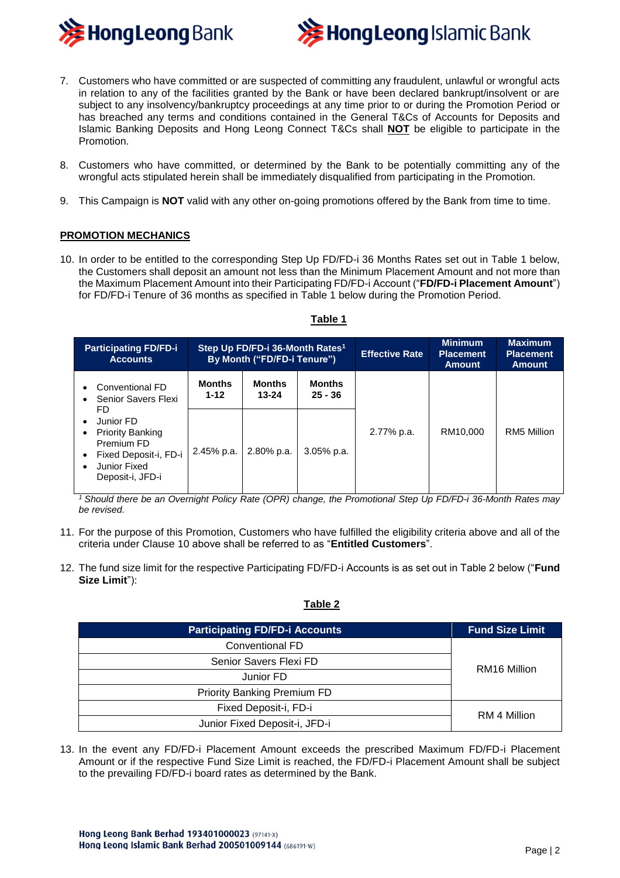7. Customers who have committed or are suspected of committing any fraudulent, unlawful or wrongful acts in relation to any of the facilities granted by the Bank or have been declared bankrupt/insolvent or are subject to any insolvency/bankruptcy proceedings at any time prior to or during the Promotion Period or has breached any terms and conditions contained in the General T&Cs of Accounts for Deposits and Islamic Banking Deposits and Hong Leong Connect T&Cs shall **NOT** be eligible to participate in the Promotion.

8. Customers who have committed, or determined by the Bank to be potentially committing any of the wrongful acts stipulated herein shall be immediately disqualified from participating in the Promotion.

9. This Campaign is **NOT** valid with any other on-going promotions offered by the Bank from time to time.

## PROMOTION MECHANICS

10. In order to be entitled to the corresponding Step Up FD/FD-i 36 Months Rates set out in Table 1 below, the Customers shall deposit an amount not less than the Minimum Placement Amount and not more than the Maximum Placement Amount into their Participating FD/FD-i Account ("**FD/FD-i Placement Amount**") for FD/FD-i Tenure of 36 months as specified in Table 1 below during the Promotion Period.

**Table 1**

| Participating FD/FD-i Accounts | Step Up FD/FD-i 36-Month Rates[1] By Month ("FD/FD-i Tenure") | | | Effective Rate | Minimum Placement Amount | Maximum Placement Amount |
|---|---|---|---|---|---|---|
| | Months 1-12 | Months 13-24 | Months 25 - 36 | | | |
| • Conventional FD<br>• Senior Savers Flexi FD<br>• Junior FD<br>• Priority Banking Premium FD<br>• Fixed Deposit-i, FD-i<br>• Junior Fixed Deposit-i, JFD-i | 2.45% p.a. | 2.80% p.a. | 3.05% p.a. | 2.77% p.a. | RM10,000 | RM5 Million |

*[1] Should there be an Overnight Policy Rate (OPR) change, the Promotional Step Up FD/FD-i 36-Month Rates may be revised.*

11. For the purpose of this Promotion, Customers who have fulfilled the eligibility criteria above and all of the criteria under Clause 10 above shall be referred to as "**Entitled Customers**".

12. The fund size limit for the respective Participating FD/FD-i Accounts is as set out in Table 2 below ("**Fund Size Limit**"):

**Table 2**

| Participating FD/FD-i Accounts | Fund Size Limit |
|---|---|
| Conventional FD | RM16 Million |
| Senior Savers Flexi FD | |
| Junior FD | |
| Priority Banking Premium FD | |
| Fixed Deposit-i, FD-i | RM 4 Million |
| Junior Fixed Deposit-i, JFD-i | |

13. In the event any FD/FD-i Placement Amount exceeds the prescribed Maximum FD/FD-i Placement Amount or if the respective Fund Size Limit is reached, the FD/FD-i Placement Amount shall be subject to the prevailing FD/FD-i board rates as determined by the Bank.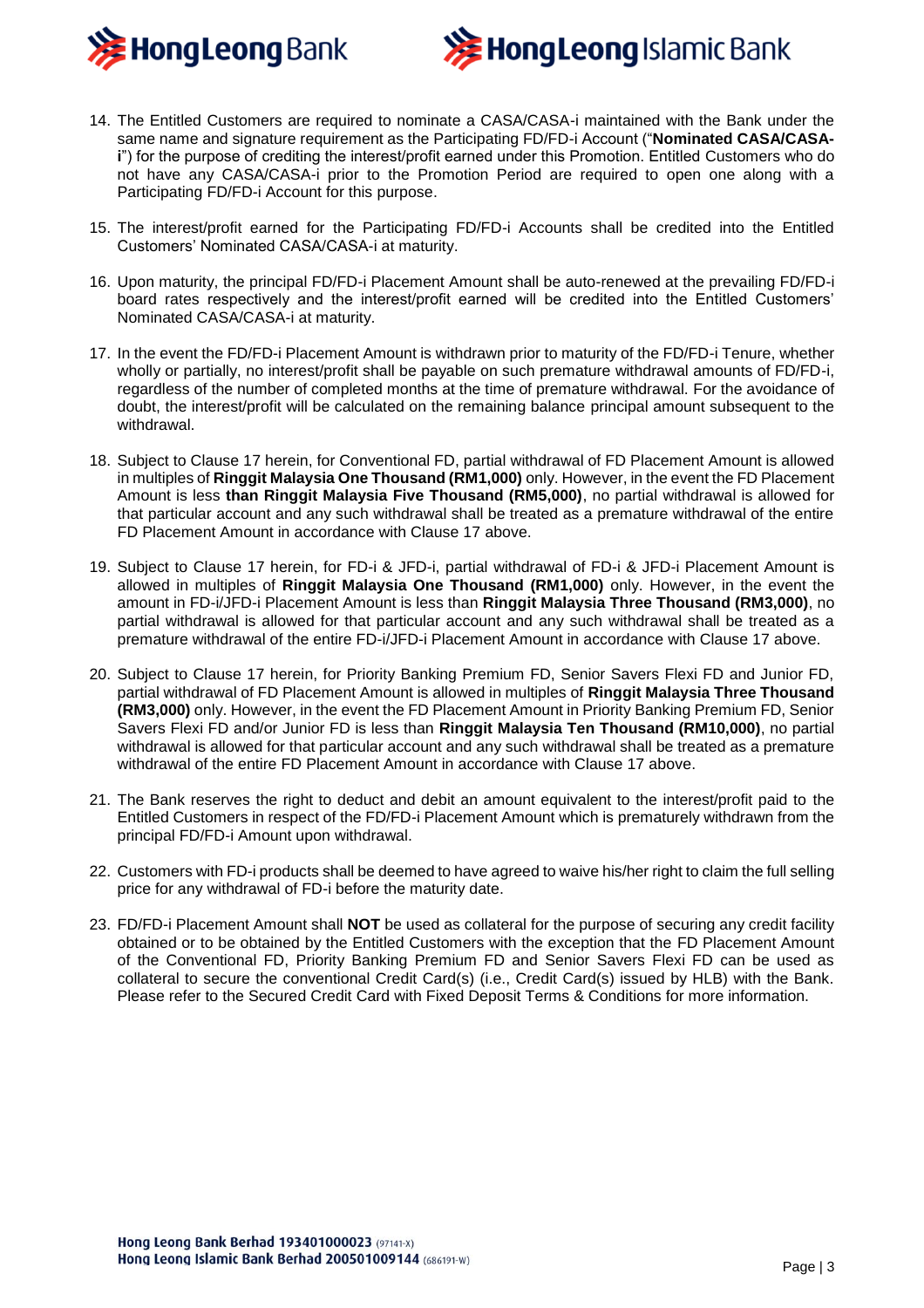14. The Entitled Customers are required to nominate a CASA/CASA-i maintained with the Bank under the same name and signature requirement as the Participating FD/FD-i Account ("**Nominated CASA/CASA-i**") for the purpose of crediting the interest/profit earned under this Promotion. Entitled Customers who do not have any CASA/CASA-i prior to the Promotion Period are required to open one along with a Participating FD/FD-i Account for this purpose.

15. The interest/profit earned for the Participating FD/FD-i Accounts shall be credited into the Entitled Customers' Nominated CASA/CASA-i at maturity.

16. Upon maturity, the principal FD/FD-i Placement Amount shall be auto-renewed at the prevailing FD/FD-i board rates respectively and the interest/profit earned will be credited into the Entitled Customers' Nominated CASA/CASA-i at maturity.

17. In the event the FD/FD-i Placement Amount is withdrawn prior to maturity of the FD/FD-i Tenure, whether wholly or partially, no interest/profit shall be payable on such premature withdrawal amounts of FD/FD-i, regardless of the number of completed months at the time of premature withdrawal. For the avoidance of doubt, the interest/profit will be calculated on the remaining balance principal amount subsequent to the withdrawal.

18. Subject to Clause 17 herein, for Conventional FD, partial withdrawal of FD Placement Amount is allowed in multiples of **Ringgit Malaysia One Thousand (RM1,000)** only. However, in the event the FD Placement Amount is less **than Ringgit Malaysia Five Thousand (RM5,000)**, no partial withdrawal is allowed for that particular account and any such withdrawal shall be treated as a premature withdrawal of the entire FD Placement Amount in accordance with Clause 17 above.

19. Subject to Clause 17 herein, for FD-i & JFD-i, partial withdrawal of FD-i & JFD-i Placement Amount is allowed in multiples of **Ringgit Malaysia One Thousand (RM1,000)** only. However, in the event the amount in FD-i/JFD-i Placement Amount is less than **Ringgit Malaysia Three Thousand (RM3,000)**, no partial withdrawal is allowed for that particular account and any such withdrawal shall be treated as a premature withdrawal of the entire FD-i/JFD-i Placement Amount in accordance with Clause 17 above.

20. Subject to Clause 17 herein, for Priority Banking Premium FD, Senior Savers Flexi FD and Junior FD, partial withdrawal of FD Placement Amount is allowed in multiples of **Ringgit Malaysia Three Thousand (RM3,000)** only. However, in the event the FD Placement Amount in Priority Banking Premium FD, Senior Savers Flexi FD and/or Junior FD is less than **Ringgit Malaysia Ten Thousand (RM10,000)**, no partial withdrawal is allowed for that particular account and any such withdrawal shall be treated as a premature withdrawal of the entire FD Placement Amount in accordance with Clause 17 above.

21. The Bank reserves the right to deduct and debit an amount equivalent to the interest/profit paid to the Entitled Customers in respect of the FD/FD-i Placement Amount which is prematurely withdrawn from the principal FD/FD-i Amount upon withdrawal.

22. Customers with FD-i products shall be deemed to have agreed to waive his/her right to claim the full selling price for any withdrawal of FD-i before the maturity date.

23. FD/FD-i Placement Amount shall **NOT** be used as collateral for the purpose of securing any credit facility obtained or to be obtained by the Entitled Customers with the exception that the FD Placement Amount of the Conventional FD, Priority Banking Premium FD and Senior Savers Flexi FD can be used as collateral to secure the conventional Credit Card(s) (i.e., Credit Card(s) issued by HLB) with the Bank. Please refer to the Secured Credit Card with Fixed Deposit Terms & Conditions for more information.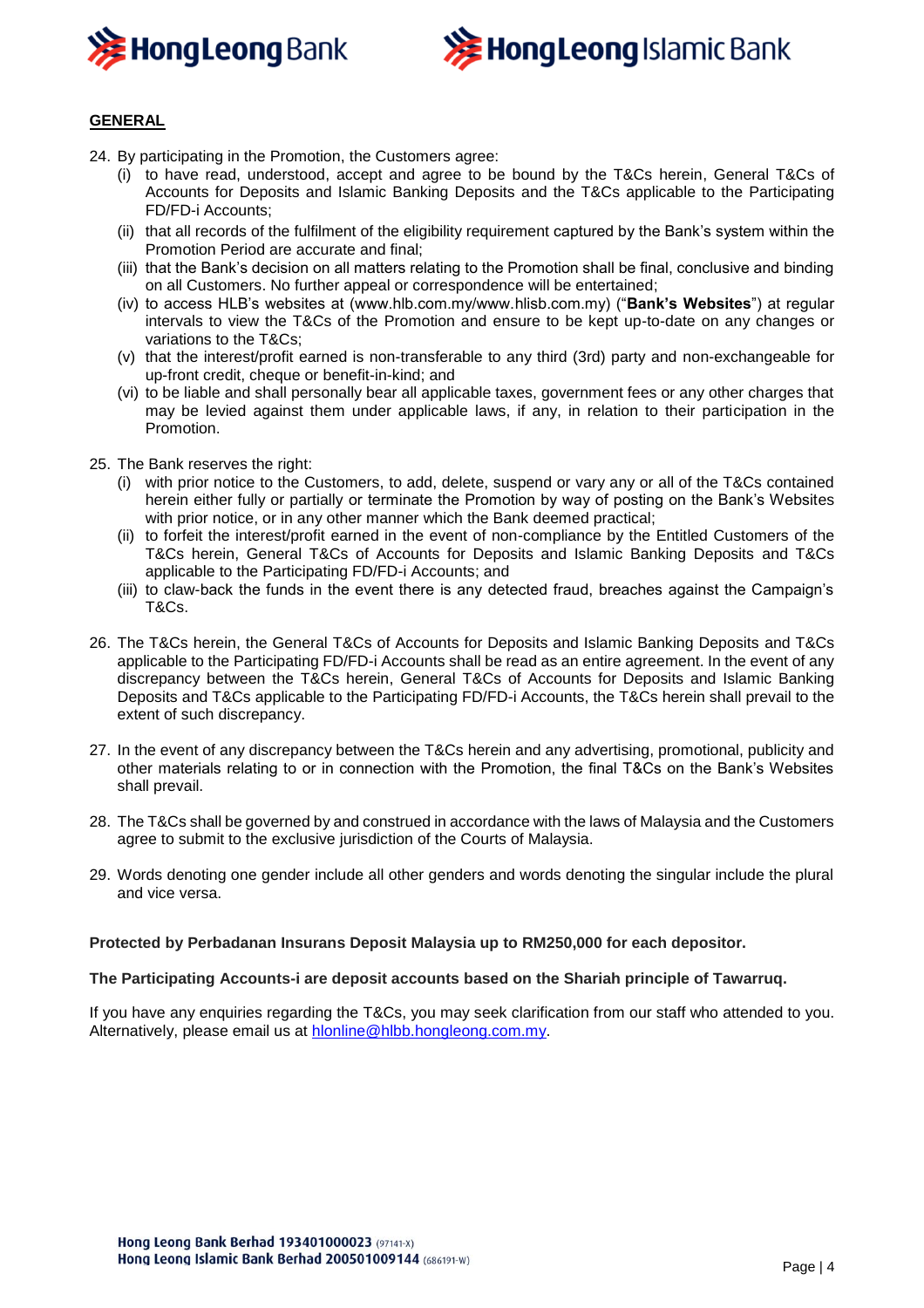**GENERAL**

24. By participating in the Promotion, the Customers agree:
    (i) to have read, understood, accept and agree to be bound by the T&Cs herein, General T&Cs of Accounts for Deposits and Islamic Banking Deposits and the T&Cs applicable to the Participating FD/FD-i Accounts;
    (ii) that all records of the fulfilment of the eligibility requirement captured by the Bank's system within the Promotion Period are accurate and final;
    (iii) that the Bank's decision on all matters relating to the Promotion shall be final, conclusive and binding on all Customers. No further appeal or correspondence will be entertained;
    (iv) to access HLB's websites at (www.hlb.com.my/www.hlisb.com.my) ("**Bank's Websites**") at regular intervals to view the T&Cs of the Promotion and ensure to be kept up-to-date on any changes or variations to the T&Cs;
    (v) that the interest/profit earned is non-transferable to any third (3rd) party and non-exchangeable for up-front credit, cheque or benefit-in-kind; and
    (vi) to be liable and shall personally bear all applicable taxes, government fees or any other charges that may be levied against them under applicable laws, if any, in relation to their participation in the Promotion.

25. The Bank reserves the right:
    (i) with prior notice to the Customers, to add, delete, suspend or vary any or all of the T&Cs contained herein either fully or partially or terminate the Promotion by way of posting on the Bank's Websites with prior notice, or in any other manner which the Bank deemed practical;
    (ii) to forfeit the interest/profit earned in the event of non-compliance by the Entitled Customers of the T&Cs herein, General T&Cs of Accounts for Deposits and Islamic Banking Deposits and T&Cs applicable to the Participating FD/FD-i Accounts; and
    (iii) to claw-back the funds in the event there is any detected fraud, breaches against the Campaign's T&Cs.

26. The T&Cs herein, the General T&Cs of Accounts for Deposits and Islamic Banking Deposits and T&Cs applicable to the Participating FD/FD-i Accounts shall be read as an entire agreement. In the event of any discrepancy between the T&Cs herein, General T&Cs of Accounts for Deposits and Islamic Banking Deposits and T&Cs applicable to the Participating FD/FD-i Accounts, the T&Cs herein shall prevail to the extent of such discrepancy.

27. In the event of any discrepancy between the T&Cs herein and any advertising, promotional, publicity and other materials relating to or in connection with the Promotion, the final T&Cs on the Bank's Websites shall prevail.

28. The T&Cs shall be governed by and construed in accordance with the laws of Malaysia and the Customers agree to submit to the exclusive jurisdiction of the Courts of Malaysia.

29. Words denoting one gender include all other genders and words denoting the singular include the plural and vice versa.

**Protected by Perbadanan Insurans Deposit Malaysia up to RM250,000 for each depositor.**

**The Participating Accounts-i are deposit accounts based on the Shariah principle of Tawarruq.**

If you have any enquiries regarding the T&Cs, you may seek clarification from our staff who attended to you. Alternatively, please email us at hlonline@hlbb.hongleong.com.my.

Hong Leong Bank Berhad 193401000023 (97141-X)
Hong Leong Islamic Bank Berhad 200501009144 (686191-W)